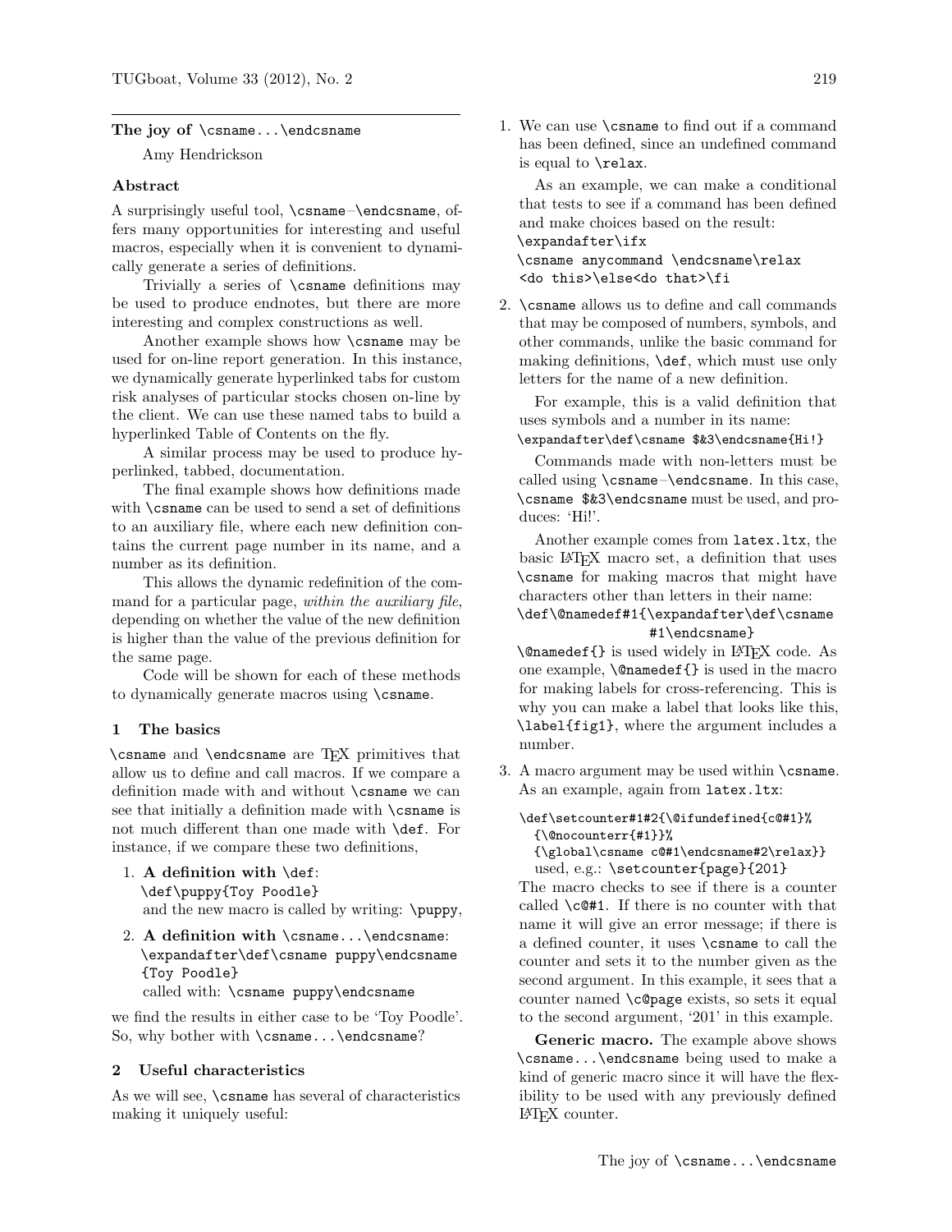## The joy of `\csname...\endcsname`

Amy Hendrickson

### Abstract

A surprisingly useful tool, `\csname`–`\endcsname`, offers many opportunities for interesting and useful macros, especially when it is convenient to dynamically generate a series of definitions.

Trivially a series of `\csname` definitions may be used to produce endnotes, but there are more interesting and complex constructions as well.

Another example shows how `\csname` may be used for on-line report generation. In this instance, we dynamically generate hyperlinked tabs for custom risk analyses of particular stocks chosen on-line by the client. We can use these named tabs to build a hyperlinked Table of Contents on the fly.

A similar process may be used to produce hyperlinked, tabbed, documentation.

The final example shows how definitions made with `\csname` can be used to send a set of definitions to an auxiliary file, where each new definition contains the current page number in its name, and a number as its definition.

This allows the dynamic redefinition of the command for a particular page, *within the auxiliary file*, depending on whether the value of the new definition is higher than the value of the previous definition for the same page.

Code will be shown for each of these methods to dynamically generate macros using `\csname`.

### 1 The basics

`\csname` and `\endcsname` are TeX primitives that allow us to define and call macros. If we compare a definition made with and without `\csname` we can see that initially a definition made with `\csname` is not much different than one made with `\def`. For instance, if we compare these two definitions,

1. **A definition with `\def`:**
   ```
   \def\puppy{Toy Poodle}
   ```
   and the new macro is called by writing: `\puppy`,

2. **A definition with `\csname...\endcsname`:**
   ```
   \expandafter\def\csname puppy\endcsname
   {Toy Poodle}
   ```
   called with: `\csname puppy\endcsname`

we find the results in either case to be 'Toy Poodle'. So, why bother with `\csname...\endcsname`?

### 2 Useful characteristics

As we will see, `\csname` has several of characteristics making it uniquely useful:

1. We can use `\csname` to find out if a command has been defined, since an undefined command is equal to `\relax`.

   As an example, we can make a conditional that tests to see if a command has been defined and make choices based on the result:
   ```
   \expandafter\ifx
   \csname anycommand \endcsname\relax
   <do this>\else<do that>\fi
   ```

2. `\csname` allows us to define and call commands that may be composed of numbers, symbols, and other commands, unlike the basic command for making definitions, `\def`, which must use only letters for the name of a new definition.

   For example, this is a valid definition that uses symbols and a number in its name:
   ```
   \expandafter\def\csname $&3\endcsname{Hi!}
   ```

   Commands made with non-letters must be called using `\csname`–`\endcsname`. In this case, `\csname $&3\endcsname` must be used, and produces: 'Hi!'.

   Another example comes from `latex.ltx`, the basic LaTeX macro set, a definition that uses `\csname` for making macros that might have characters other than letters in their name:
   ```
   \def\@namedef#1{\expandafter\def\csname
                   #1\endcsname}
   ```
   `\@namedef{}` is used widely in LaTeX code. As one example, `\@namedef{}` is used in the macro for making labels for cross-referencing. This is why you can make a label that looks like this, `\label{fig1}`, where the argument includes a number.

3. A macro argument may be used within `\csname`. As an example, again from `latex.ltx`:
   ```
   \def\setcounter#1#2{\@ifundefined{c@#1}%
     {\@nocounterr{#1}}%
     {\global\csname c@#1\endcsname#2\relax}}
   ```
   used, e.g.: `\setcounter{page}{201}`

   The macro checks to see if there is a counter called `\c@#1`. If there is no counter with that name it will give an error message; if there is a defined counter, it uses `\csname` to call the counter and sets it to the number given as the second argument. In this example, it sees that a counter named `\c@page` exists, so sets it equal to the second argument, '201' in this example.

   **Generic macro.** The example above shows `\csname...\endcsname` being used to make a kind of generic macro since it will have the flexibility to be used with any previously defined LaTeX counter.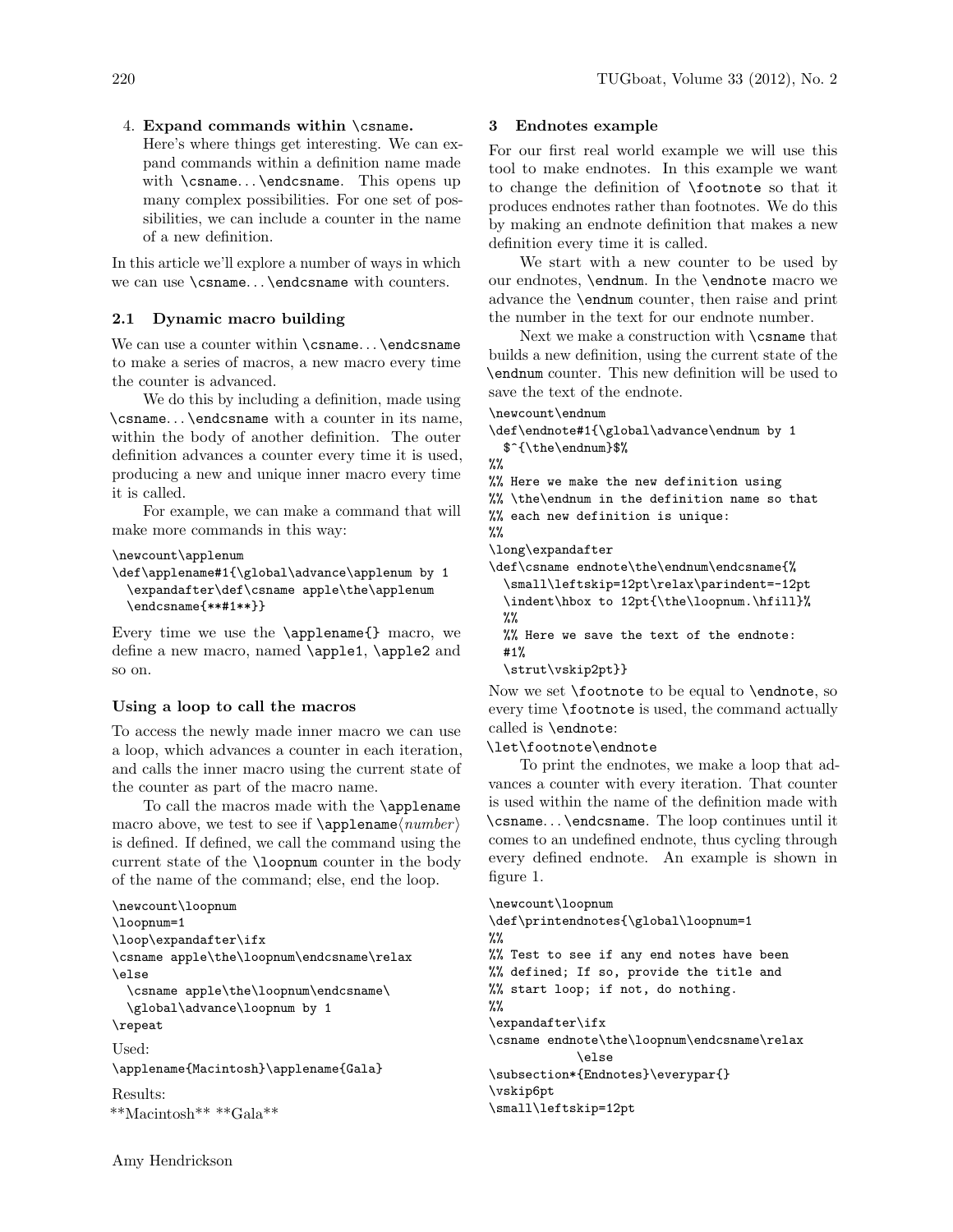4. **Expand commands within `\csname`.**
   Here's where things get interesting. We can expand commands within a definition name made with `\csname`...`\endcsname`. This opens up many complex possibilities. For one set of possibilities, we can include a counter in the name of a new definition.

In this article we'll explore a number of ways in which we can use `\csname`...`\endcsname` with counters.

### 2.1 Dynamic macro building

We can use a counter within `\csname`...`\endcsname` to make a series of macros, a new macro every time the counter is advanced.

We do this by including a definition, made using `\csname`...`\endcsname` with a counter in its name, within the body of another definition. The outer definition advances a counter every time it is used, producing a new and unique inner macro every time it is called.

For example, we can make a command that will make more commands in this way:

```
\newcount\applenum
\def\applename#1{\global\advance\applenum by 1
  \expandafter\def\csname apple\the\applenum
  \endcsname{**#1**}}
```

Every time we use the `\applename{}` macro, we define a new macro, named `\apple1`, `\apple2` and so on.

#### Using a loop to call the macros

To access the newly made inner macro we can use a loop, which advances a counter in each iteration, and calls the inner macro using the current state of the counter as part of the macro name.

To call the macros made with the `\applename` macro above, we test to see if `\applename`⟨*number*⟩ is defined. If defined, we call the command using the current state of the `\loopnum` counter in the body of the name of the command; else, end the loop.

```
\newcount\loopnum
\loopnum=1
\loop\expandafter\ifx
\csname apple\the\loopnum\endcsname\relax
\else
  \csname apple\the\loopnum\endcsname\
  \global\advance\loopnum by 1
\repeat
```

Used:

```
\applename{Macintosh}\applename{Gala}
```

Results:

\*\*Macintosh\*\* \*\*Gala\*\*

### 3 Endnotes example

For our first real world example we will use this tool to make endnotes. In this example we want to change the definition of `\footnote` so that it produces endnotes rather than footnotes. We do this by making an endnote definition that makes a new definition every time it is called.

We start with a new counter to be used by our endnotes, `\endnum`. In the `\endnote` macro we advance the `\endnum` counter, then raise and print the number in the text for our endnote number.

Next we make a construction with `\csname` that builds a new definition, using the current state of the `\endnum` counter. This new definition will be used to save the text of the endnote.

```
\newcount\endnum
\def\endnote#1{\global\advance\endnum by 1
  $^{\the\endnum}$%
%%
%% Here we make the new definition using
%% \the\endnum in the definition name so that
%% each new definition is unique:
%%
\long\expandafter
\def\csname endnote\the\endnum\endcsname{%
  \small\leftskip=12pt\relax\parindent=-12pt
  \indent\hbox to 12pt{\the\loopnum.\hfill}%
  %%
  %% Here we save the text of the endnote:
  #1%
  \strut\vskip2pt}}
```

Now we set `\footnote` to be equal to `\endnote`, so every time `\footnote` is used, the command actually called is `\endnote`:

```
\let\footnote\endnote
```

To print the endnotes, we make a loop that advances a counter with every iteration. That counter is used within the name of the definition made with `\csname`...`\endcsname`. The loop continues until it comes to an undefined endnote, thus cycling through every defined endnote. An example is shown in figure 1.

```
\newcount\loopnum
\def\printendnotes{\global\loopnum=1
%%
%% Test to see if any end notes have been
%% defined; If so, provide the title and
%% start loop; if not, do nothing.
%%
\expandafter\ifx
\csname endnote\the\loopnum\endcsname\relax
          \else
\subsection*{Endnotes}\everypar{}
\vskip6pt
\small\leftskip=12pt
```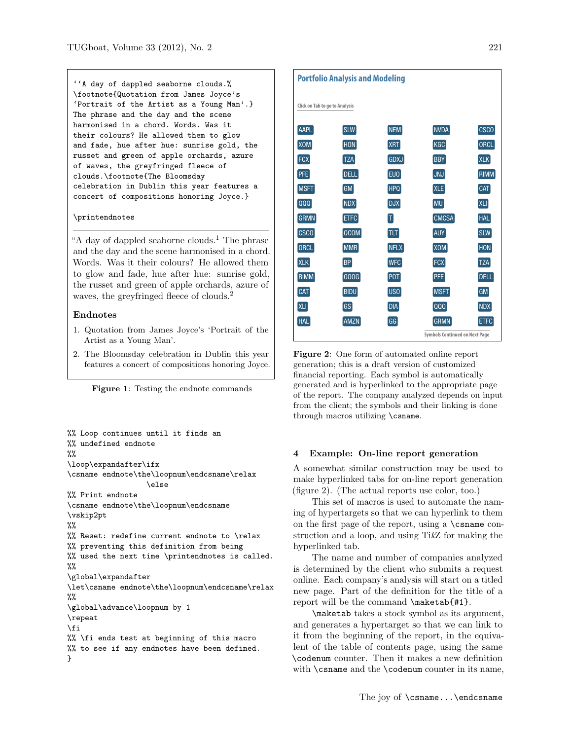```
``A day of dappled seaborne clouds.%
\footnote{Quotation from James Joyce's
`Portrait of the Artist as a Young Man'.}
The phrase and the day and the scene
harmonised in a chord. Words. Was it
their colours? He allowed them to glow
and fade, hue after hue: sunrise gold, the
russet and green of apple orchards, azure
of waves, the greyfringed fleece of
clouds.\footnote{The Bloomsday
celebration in Dublin this year features a
concert of compositions honoring Joyce.}

\printendnotes
```

"A day of dappled seaborne clouds.[1] The phrase and the day and the scene harmonised in a chord. Words. Was it their colours? He allowed them to glow and fade, hue after hue: sunrise gold, the russet and green of apple orchards, azure of waves, the greyfringed fleece of clouds.[2]

**Endnotes**

1. Quotation from James Joyce's 'Portrait of the Artist as a Young Man'.
2. The Bloomsday celebration in Dublin this year features a concert of compositions honoring Joyce.

**Figure 1**: Testing the endnote commands

```
%% Loop continues until it finds an
%% undefined endnote
%%
\loop\expandafter\ifx
\csname endnote\the\loopnum\endcsname\relax
                \else
%% Print endnote
\csname endnote\the\loopnum\endcsname
\vskip2pt
%%
%% Reset: redefine current endnote to \relax
%% preventing this definition from being
%% used the next time \printendnotes is called.
%%
\global\expandafter
\let\csname endnote\the\loopnum\endcsname\relax
%%
\global\advance\loopnum by 1
\repeat
\fi
%% \fi ends test at beginning of this macro
%% to see if any endnotes have been defined.
}
```

**Portfolio Analysis and Modeling**

Click on Tab to go to Analysis

| | | | | |
|---|---|---|---|---|
| AAPL | SLW | NEM | NVDA | CSCO |
| XOM | HON | XRT | KGC | ORCL |
| FCX | TZA | GDXJ | BBY | XLK |
| PFE | DELL | EUO | JNJ | RIMM |
| MSFT | GM | HPQ | XLE | CAT |
| QQQ | NDX | DJX | MU | XLI |
| GRMN | ETFC | T | CMCSA | HAL |
| CSCO | QCOM | TLT | AUY | SLW |
| ORCL | MMR | NFLX | XOM | HON |
| XLK | BP | WFC | FCX | TZA |
| RIMM | GOOG | POT | PFE | DELL |
| CAT | BIDU | USO | MSFT | GM |
| XLI | GS | DIA | QQQ | NDX |
| HAL | AMZN | GG | GRMN | ETFC |

Symbols Continued on Next Page

**Figure 2**: One form of automated online report generation; this is a draft version of customized financial reporting. Each symbol is automatically generated and is hyperlinked to the appropriate page of the report. The company analyzed depends on input from the client; the symbols and their linking is done through macros utilizing `\csname`.

## 4 Example: On-line report generation

A somewhat similar construction may be used to make hyperlinked tabs for on-line report generation (figure 2). (The actual reports use color, too.)

This set of macros is used to automate the naming of hypertargets so that we can hyperlink to them on the first page of the report, using a `\csname` construction and a loop, and using Ti*k*Z for making the hyperlinked tab.

The name and number of companies analyzed is determined by the client who submits a request online. Each company's analysis will start on a titled new page. Part of the definition for the title of a report will be the command `\maketab{#1}`.

`\maketab` takes a stock symbol as its argument, and generates a hypertarget so that we can link to it from the beginning of the report, in the equivalent of the table of contents page, using the same `\codenum` counter. Then it makes a new definition with `\csname` and the `\codenum` counter in its name,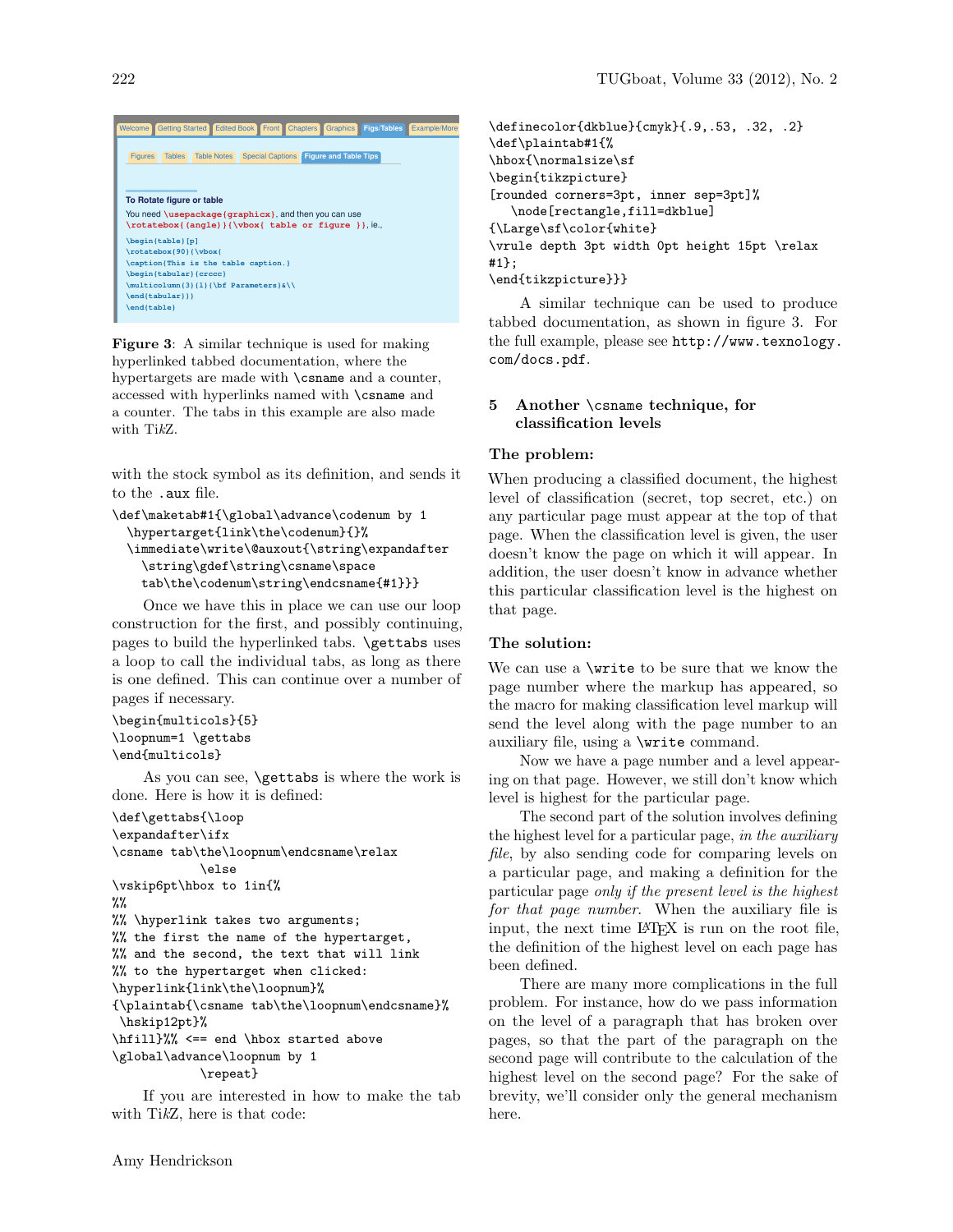Figure 3: A similar technique is used for making hyperlinked tabbed documentation, where the hypertargets are made with \csname and a counter, accessed with hyperlinks named with \csname and a counter. The tabs in this example are also made with TikZ.

with the stock symbol as its definition, and sends it to the .aux file.

```
\def\maketab#1{\global\advance\codenum by 1
  \hypertarget{link\the\codenum}{}%
  \immediate\write\@auxout{\string\expandafter
    \string\gdef\string\csname\space
    tab\the\codenum\string\endcsname{#1}}}
```

Once we have this in place we can use our loop construction for the first, and possibly continuing, pages to build the hyperlinked tabs. \gettabs uses a loop to call the individual tabs, as long as there is one defined. This can continue over a number of pages if necessary.

```
\begin{multicols}{5}
\loopnum=1 \gettabs
\end{multicols}
```

As you can see, \gettabs is where the work is done. Here is how it is defined:

```
\def\gettabs{\loop
\expandafter\ifx
\csname tab\the\loopnum\endcsname\relax
           \else
\vskip6pt\hbox to 1in{%
%%
%% \hyperlink takes two arguments;
%% the first the name of the hypertarget,
%% and the second, the text that will link
%% to the hypertarget when clicked:
\hyperlink{link\the\loopnum}%
{\plaintab{\csname tab\the\loopnum\endcsname}%
 \hskip12pt}%
\hfill}%% <== end \hbox started above
\global\advance\loopnum by 1
           \repeat}
```

If you are interested in how to make the tab with TikZ, here is that code:

```
\definecolor{dkblue}{cmyk}{.9,.53, .32, .2}
\def\plaintab#1{%
\hbox{\normalsize\sf
\begin{tikzpicture}
[rounded corners=3pt, inner sep=3pt]%
  \node[rectangle,fill=dkblue]
{\Large\sf\color{white}
\vrule depth 3pt width 0pt height 15pt \relax
#1};
\end{tikzpicture}}}
```

A similar technique can be used to produce tabbed documentation, as shown in figure 3. For the full example, please see http://www.texnology.com/docs.pdf.

## 5 Another \csname technique, for classification levels

### The problem:

When producing a classified document, the highest level of classification (secret, top secret, etc.) on any particular page must appear at the top of that page. When the classification level is given, the user doesn't know the page on which it will appear. In addition, the user doesn't know in advance whether this particular classification level is the highest on that page.

### The solution:

We can use a \write to be sure that we know the page number where the markup has appeared, so the macro for making classification level markup will send the level along with the page number to an auxiliary file, using a \write command.

Now we have a page number and a level appearing on that page. However, we still don't know which level is highest for the particular page.

The second part of the solution involves defining the highest level for a particular page, *in the auxiliary file*, by also sending code for comparing levels on a particular page, and making a definition for the particular page *only if the present level is the highest for that page number*. When the auxiliary file is input, the next time LaTeX is run on the root file, the definition of the highest level on each page has been defined.

There are many more complications in the full problem. For instance, how do we pass information on the level of a paragraph that has broken over pages, so that the part of the paragraph on the second page will contribute to the calculation of the highest level on the second page? For the sake of brevity, we'll consider only the general mechanism here.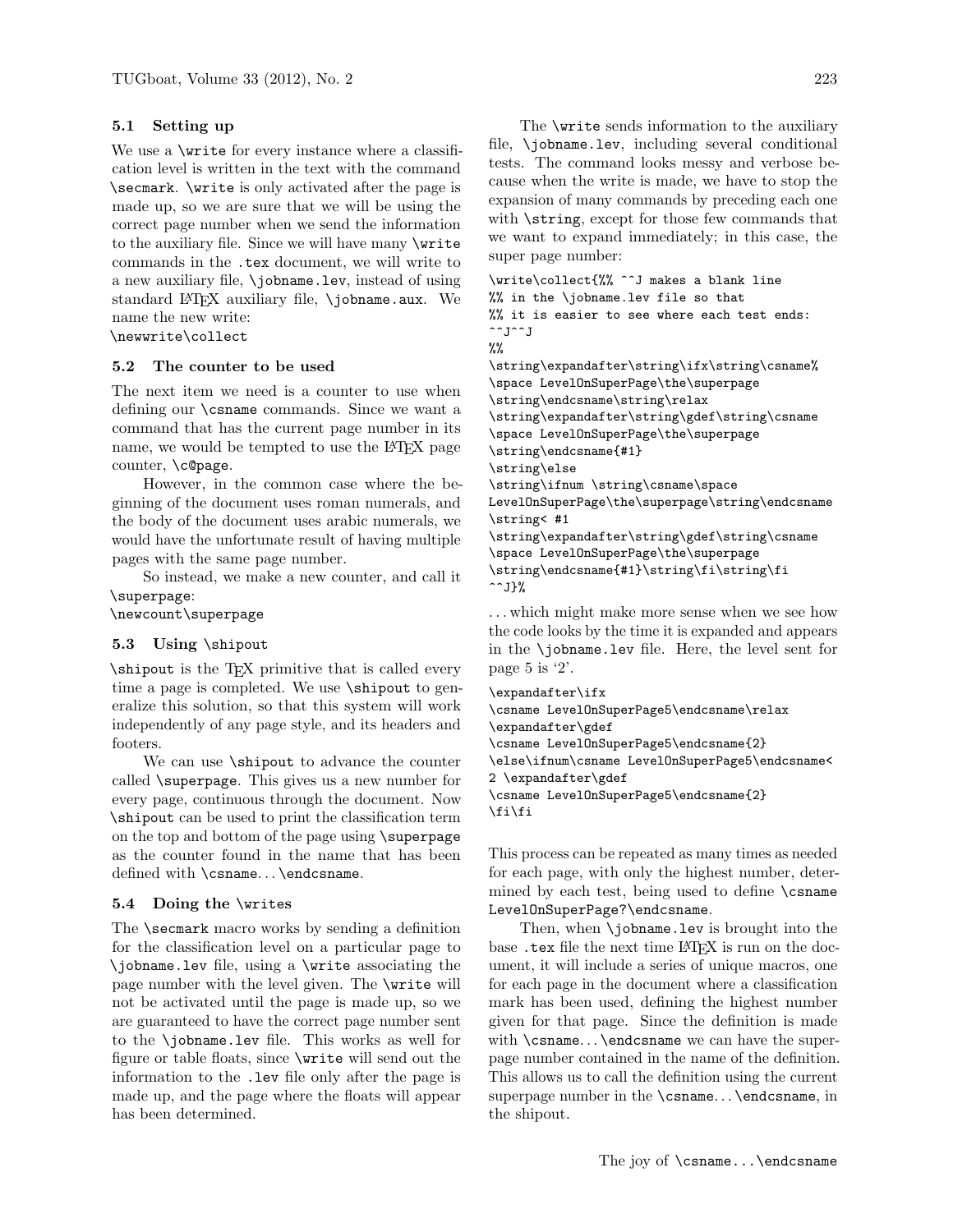### 5.1 Setting up

We use a `\write` for every instance where a classification level is written in the text with the command `\secmark`. `\write` is only activated after the page is made up, so we are sure that we will be using the correct page number when we send the information to the auxiliary file. Since we will have many `\write` commands in the `.tex` document, we will write to a new auxiliary file, `\jobname.lev`, instead of using standard LaTeX auxiliary file, `\jobname.aux`. We name the new write:

```
\newwrite\collect
```

### 5.2 The counter to be used

The next item we need is a counter to use when defining our `\csname` commands. Since we want a command that has the current page number in its name, we would be tempted to use the LaTeX page counter, `\c@page`.

However, in the common case where the beginning of the document uses roman numerals, and the body of the document uses arabic numerals, we would have the unfortunate result of having multiple pages with the same page number.

So instead, we make a new counter, and call it `\superpage`:

```
\newcount\superpage
```

### 5.3 Using `\shipout`

`\shipout` is the TeX primitive that is called every time a page is completed. We use `\shipout` to generalize this solution, so that this system will work independently of any page style, and its headers and footers.

We can use `\shipout` to advance the counter called `\superpage`. This gives us a new number for every page, continuous through the document. Now `\shipout` can be used to print the classification term on the top and bottom of the page using `\superpage` as the counter found in the name that has been defined with `\csname...\endcsname`.

### 5.4 Doing the `\writes`

The `\secmark` macro works by sending a definition for the classification level on a particular page to `\jobname.lev` file, using a `\write` associating the page number with the level given. The `\write` will not be activated until the page is made up, so we are guaranteed to have the correct page number sent to the `\jobname.lev` file. This works as well for figure or table floats, since `\write` will send out the information to the `.lev` file only after the page is made up, and the page where the floats will appear has been determined.

The `\write` sends information to the auxiliary file, `\jobname.lev`, including several conditional tests. The command looks messy and verbose because when the write is made, we have to stop the expansion of many commands by preceding each one with `\string`, except for those few commands that we want to expand immediately; in this case, the super page number:

```
\write\collect{%% ^^J makes a blank line
%% in the \jobname.lev file so that
%% it is easier to see where each test ends:
^^J^^J
%%
\string\expandafter\string\ifx\string\csname%
\space LevelOnSuperPage\the\superpage
\string\endcsname\string\relax
\string\expandafter\string\gdef\string\csname
\space LevelOnSuperPage\the\superpage
\string\endcsname{#1}
\string\else
\string\ifnum \string\csname\space
LevelOnSuperPage\the\superpage\string\endcsname
\string< #1
\string\expandafter\string\gdef\string\csname
\space LevelOnSuperPage\the\superpage
\string\endcsname{#1}\string\fi\string\fi
^^J}%
```

...which might make more sense when we see how the code looks by the time it is expanded and appears in the `\jobname.lev` file. Here, the level sent for page 5 is '2'.

```
\expandafter\ifx
\csname LevelOnSuperPage5\endcsname\relax
\expandafter\gdef
\csname LevelOnSuperPage5\endcsname{2}
\else\ifnum\csname LevelOnSuperPage5\endcsname<
2 \expandafter\gdef
\csname LevelOnSuperPage5\endcsname{2}
\fi\fi
```

This process can be repeated as many times as needed for each page, with only the highest number, determined by each test, being used to define `\csname LevelOnSuperPage?\endcsname`.

Then, when `\jobname.lev` is brought into the base `.tex` file the next time LaTeX is run on the document, it will include a series of unique macros, one for each page in the document where a classification mark has been used, defining the highest number given for that page. Since the definition is made with `\csname...\endcsname` we can have the superpage number contained in the name of the definition. This allows us to call the definition using the current superpage number in the `\csname...\endcsname`, in the shipout.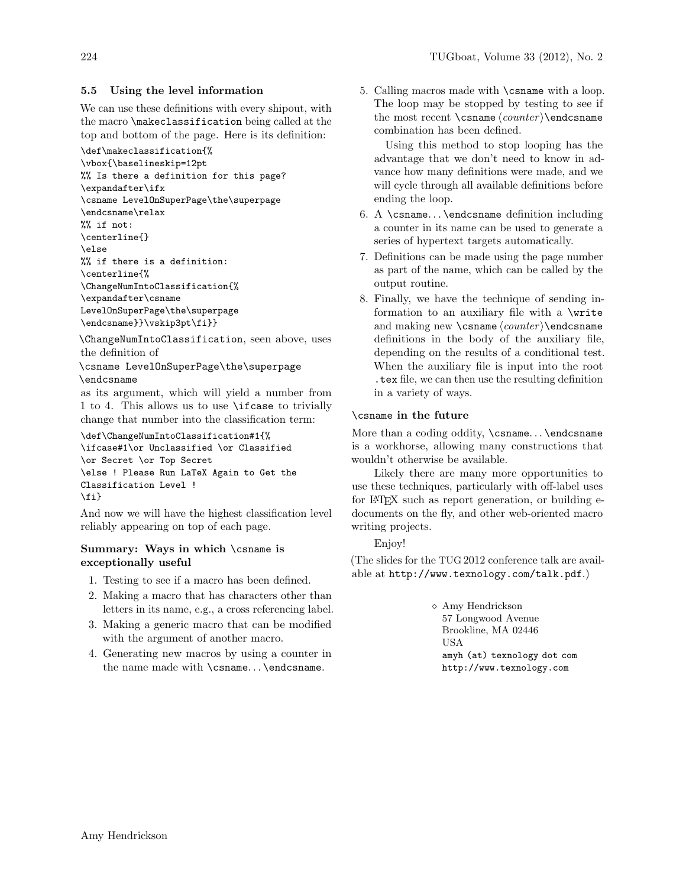### 5.5 Using the level information

We can use these definitions with every shipout, with the macro `\makeclassification` being called at the top and bottom of the page. Here is its definition:

```
\def\makeclassification{%
\vbox{\baselineskip=12pt
%% Is there a definition for this page?
\expandafter\ifx
\csname LevelOnSuperPage\the\superpage
\endcsname\relax
%% if not:
\centerline{}
\else
%% if there is a definition:
\centerline{%
\ChangeNumIntoClassification{%
\expandafter\csname
LevelOnSuperPage\the\superpage
\endcsname}}\vskip3pt\fi}}
```

`\ChangeNumIntoClassification`, seen above, uses the definition of

`\csname LevelOnSuperPage\the\superpage \endcsname`

as its argument, which will yield a number from 1 to 4. This allows us to use `\ifcase` to trivially change that number into the classification term:

```
\def\ChangeNumIntoClassification#1{%
\ifcase#1\or Unclassified \or Classified
\or Secret \or Top Secret
\else ! Please Run LaTeX Again to Get the
Classification Level !
\fi}
```

And now we will have the highest classification level reliably appearing on top of each page.

### Summary: Ways in which `\csname` is exceptionally useful

1. Testing to see if a macro has been defined.
2. Making a macro that has characters other than letters in its name, e.g., a cross referencing label.
3. Making a generic macro that can be modified with the argument of another macro.
4. Generating new macros by using a counter in the name made with `\csname`...`\endcsname`.
5. Calling macros made with `\csname` with a loop. The loop may be stopped by testing to see if the most recent `\csname`⟨*counter*⟩`\endcsname` combination has been defined.

   Using this method to stop looping has the advantage that we don't need to know in advance how many definitions were made, and we will cycle through all available definitions before ending the loop.
6. A `\csname`...`\endcsname` definition including a counter in its name can be used to generate a series of hypertext targets automatically.
7. Definitions can be made using the page number as part of the name, which can be called by the output routine.
8. Finally, we have the technique of sending information to an auxiliary file with a `\write` and making new `\csname`⟨*counter*⟩`\endcsname` definitions in the body of the auxiliary file, depending on the results of a conditional test. When the auxiliary file is input into the root `.tex` file, we can then use the resulting definition in a variety of ways.

### `\csname` in the future

More than a coding oddity, `\csname`...`\endcsname` is a workhorse, allowing many constructions that wouldn't otherwise be available.

Likely there are many more opportunities to use these techniques, particularly with off-label uses for LaTeX such as report generation, or building e-documents on the fly, and other web-oriented macro writing projects.

Enjoy!

(The slides for the TUG 2012 conference talk are available at `http://www.texnology.com/talk.pdf`.)

◇ Amy Hendrickson
57 Longwood Avenue
Brookline, MA 02446
USA
amyh (at) texnology dot com
http://www.texnology.com